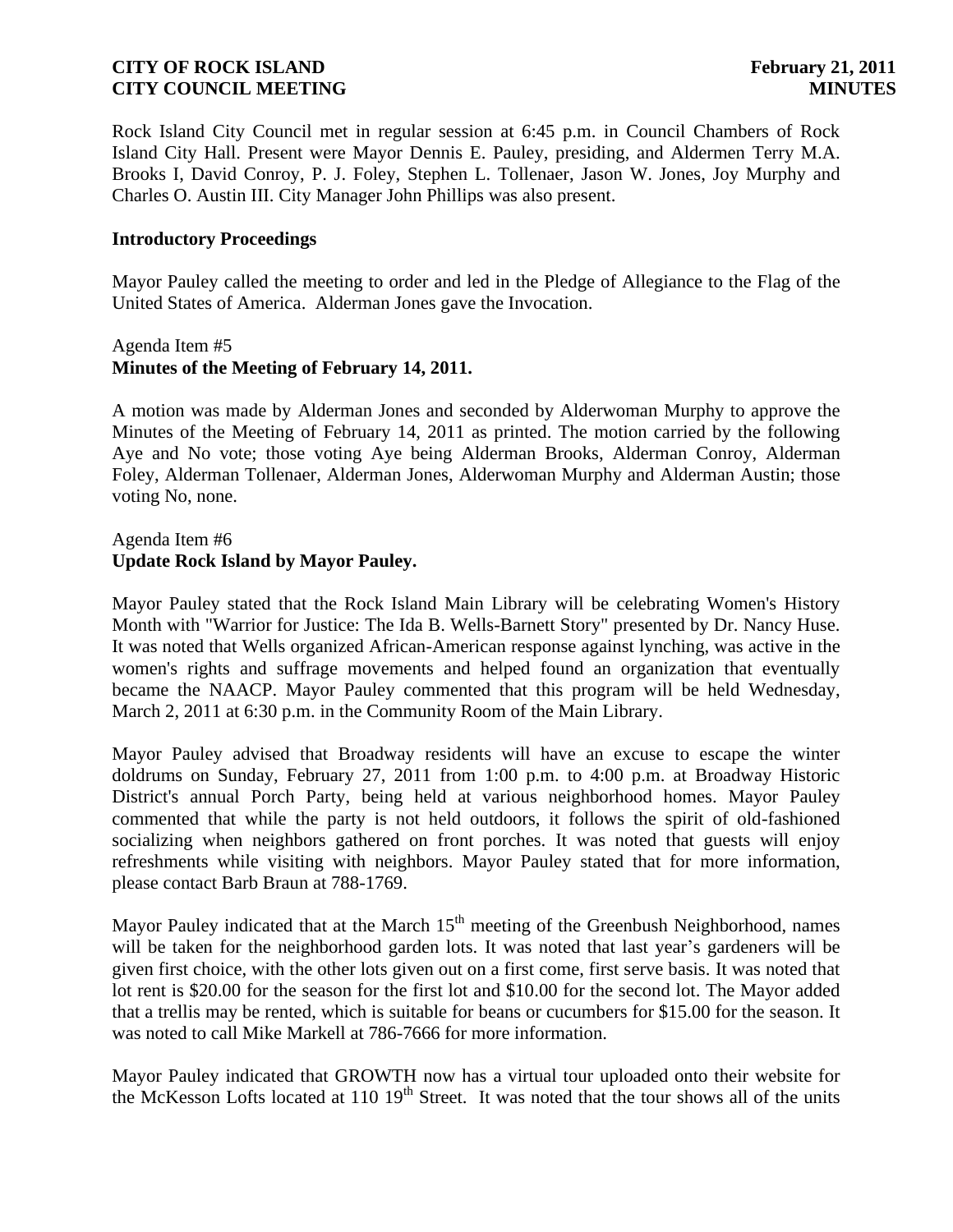Rock Island City Council met in regular session at 6:45 p.m. in Council Chambers of Rock Island City Hall. Present were Mayor Dennis E. Pauley, presiding, and Aldermen Terry M.A. Brooks I, David Conroy, P. J. Foley, Stephen L. Tollenaer, Jason W. Jones, Joy Murphy and Charles O. Austin III. City Manager John Phillips was also present.

**Introductory Proceedings**

Mayor Pauley called the meeting to order and led in the Pledge of Allegiance to the Flag of the United States of America. Alderman Jones gave the Invocation.

Agenda Item #5
**Minutes of the Meeting of February 14, 2011.**

A motion was made by Alderman Jones and seconded by Alderwoman Murphy to approve the Minutes of the Meeting of February 14, 2011 as printed. The motion carried by the following Aye and No vote; those voting Aye being Alderman Brooks, Alderman Conroy, Alderman Foley, Alderman Tollenaer, Alderman Jones, Alderwoman Murphy and Alderman Austin; those voting No, none.

Agenda Item #6
**Update Rock Island by Mayor Pauley.**

Mayor Pauley stated that the Rock Island Main Library will be celebrating Women's History Month with "Warrior for Justice: The Ida B. Wells-Barnett Story" presented by Dr. Nancy Huse. It was noted that Wells organized African-American response against lynching, was active in the women's rights and suffrage movements and helped found an organization that eventually became the NAACP. Mayor Pauley commented that this program will be held Wednesday, March 2, 2011 at 6:30 p.m. in the Community Room of the Main Library.

Mayor Pauley advised that Broadway residents will have an excuse to escape the winter doldrums on Sunday, February 27, 2011 from 1:00 p.m. to 4:00 p.m. at Broadway Historic District's annual Porch Party, being held at various neighborhood homes. Mayor Pauley commented that while the party is not held outdoors, it follows the spirit of old-fashioned socializing when neighbors gathered on front porches. It was noted that guests will enjoy refreshments while visiting with neighbors. Mayor Pauley stated that for more information, please contact Barb Braun at 788-1769.

Mayor Pauley indicated that at the March 15th meeting of the Greenbush Neighborhood, names will be taken for the neighborhood garden lots. It was noted that last year's gardeners will be given first choice, with the other lots given out on a first come, first serve basis. It was noted that lot rent is $20.00 for the season for the first lot and $10.00 for the second lot. The Mayor added that a trellis may be rented, which is suitable for beans or cucumbers for $15.00 for the season. It was noted to call Mike Markell at 786-7666 for more information.

Mayor Pauley indicated that GROWTH now has a virtual tour uploaded onto their website for the McKesson Lofts located at 110 19th Street. It was noted that the tour shows all of the units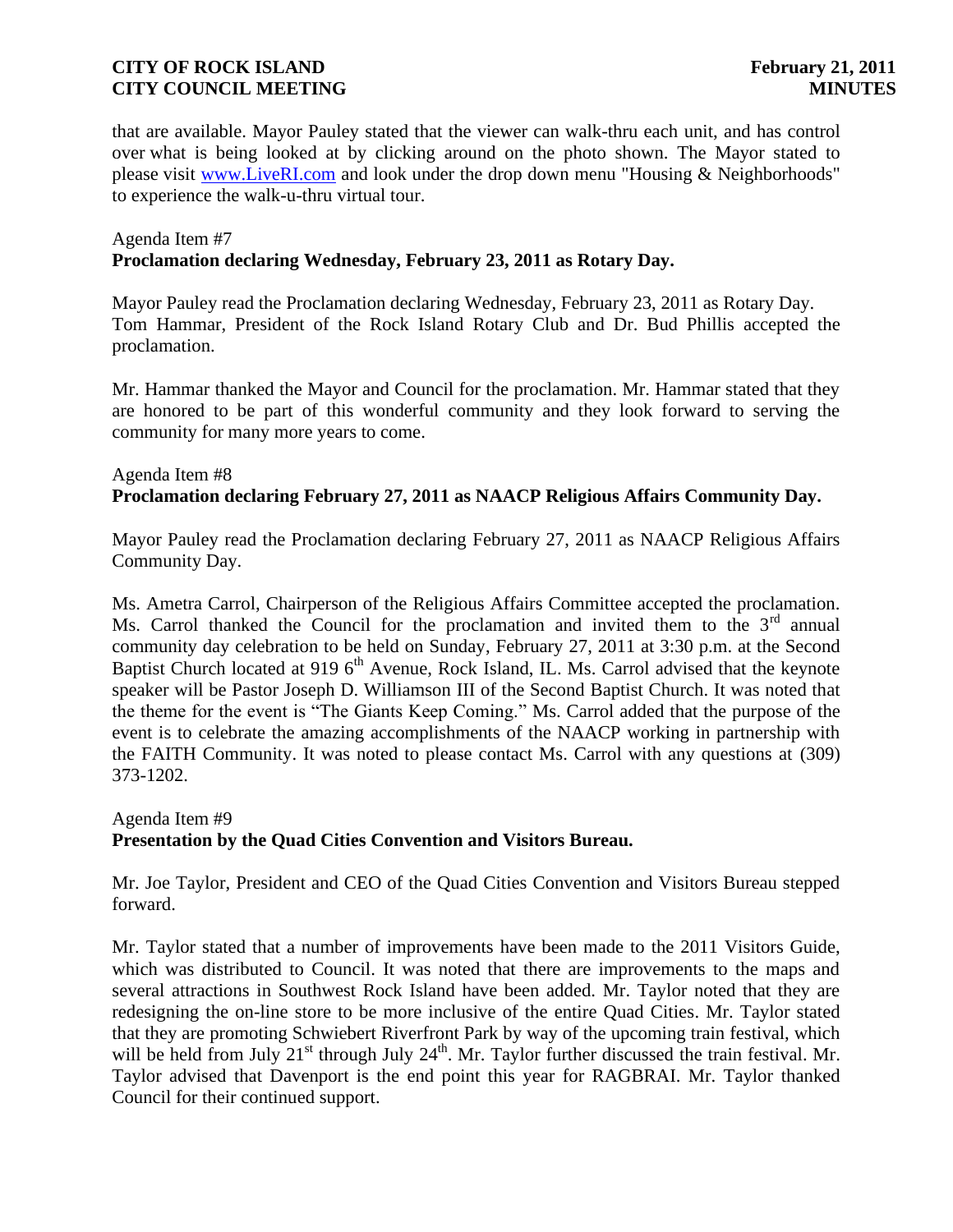that are available. Mayor Pauley stated that the viewer can walk-thru each unit, and has control over what is being looked at by clicking around on the photo shown. The Mayor stated to please visit [www.LiveRI.com](http://www.LiveRI.com) and look under the drop down menu "Housing & Neighborhoods" to experience the walk-u-thru virtual tour.

Agenda Item #7
**Proclamation declaring Wednesday, February 23, 2011 as Rotary Day.**

Mayor Pauley read the Proclamation declaring Wednesday, February 23, 2011 as Rotary Day. Tom Hammar, President of the Rock Island Rotary Club and Dr. Bud Phillis accepted the proclamation.

Mr. Hammar thanked the Mayor and Council for the proclamation. Mr. Hammar stated that they are honored to be part of this wonderful community and they look forward to serving the community for many more years to come.

Agenda Item #8
**Proclamation declaring February 27, 2011 as NAACP Religious Affairs Community Day.**

Mayor Pauley read the Proclamation declaring February 27, 2011 as NAACP Religious Affairs Community Day.

Ms. Ametra Carrol, Chairperson of the Religious Affairs Committee accepted the proclamation. Ms. Carrol thanked the Council for the proclamation and invited them to the 3rd annual community day celebration to be held on Sunday, February 27, 2011 at 3:30 p.m. at the Second Baptist Church located at 919 6th Avenue, Rock Island, IL. Ms. Carrol advised that the keynote speaker will be Pastor Joseph D. Williamson III of the Second Baptist Church. It was noted that the theme for the event is "The Giants Keep Coming." Ms. Carrol added that the purpose of the event is to celebrate the amazing accomplishments of the NAACP working in partnership with the FAITH Community. It was noted to please contact Ms. Carrol with any questions at (309) 373-1202.

Agenda Item #9
**Presentation by the Quad Cities Convention and Visitors Bureau.**

Mr. Joe Taylor, President and CEO of the Quad Cities Convention and Visitors Bureau stepped forward.

Mr. Taylor stated that a number of improvements have been made to the 2011 Visitors Guide, which was distributed to Council. It was noted that there are improvements to the maps and several attractions in Southwest Rock Island have been added. Mr. Taylor noted that they are redesigning the on-line store to be more inclusive of the entire Quad Cities. Mr. Taylor stated that they are promoting Schwiebert Riverfront Park by way of the upcoming train festival, which will be held from July 21st through July 24th. Mr. Taylor further discussed the train festival. Mr. Taylor advised that Davenport is the end point this year for RAGBRAI. Mr. Taylor thanked Council for their continued support.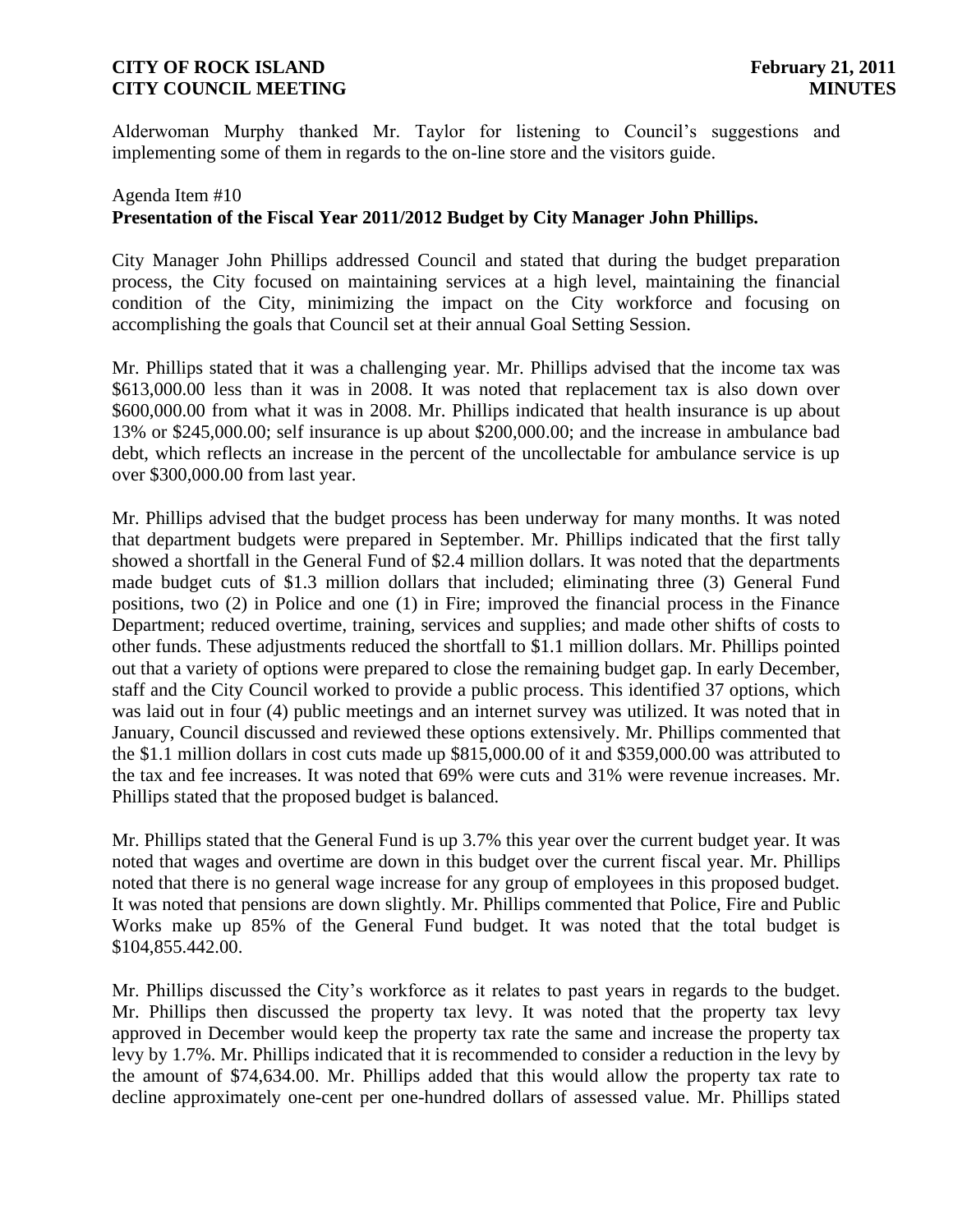Alderwoman Murphy thanked Mr. Taylor for listening to Council's suggestions and implementing some of them in regards to the on-line store and the visitors guide.

Agenda Item #10
**Presentation of the Fiscal Year 2011/2012 Budget by City Manager John Phillips.**

City Manager John Phillips addressed Council and stated that during the budget preparation process, the City focused on maintaining services at a high level, maintaining the financial condition of the City, minimizing the impact on the City workforce and focusing on accomplishing the goals that Council set at their annual Goal Setting Session.

Mr. Phillips stated that it was a challenging year. Mr. Phillips advised that the income tax was $613,000.00 less than it was in 2008. It was noted that replacement tax is also down over $600,000.00 from what it was in 2008. Mr. Phillips indicated that health insurance is up about 13% or $245,000.00; self insurance is up about $200,000.00; and the increase in ambulance bad debt, which reflects an increase in the percent of the uncollectable for ambulance service is up over $300,000.00 from last year.

Mr. Phillips advised that the budget process has been underway for many months. It was noted that department budgets were prepared in September. Mr. Phillips indicated that the first tally showed a shortfall in the General Fund of $2.4 million dollars. It was noted that the departments made budget cuts of $1.3 million dollars that included; eliminating three (3) General Fund positions, two (2) in Police and one (1) in Fire; improved the financial process in the Finance Department; reduced overtime, training, services and supplies; and made other shifts of costs to other funds. These adjustments reduced the shortfall to $1.1 million dollars. Mr. Phillips pointed out that a variety of options were prepared to close the remaining budget gap. In early December, staff and the City Council worked to provide a public process. This identified 37 options, which was laid out in four (4) public meetings and an internet survey was utilized. It was noted that in January, Council discussed and reviewed these options extensively. Mr. Phillips commented that the $1.1 million dollars in cost cuts made up $815,000.00 of it and $359,000.00 was attributed to the tax and fee increases. It was noted that 69% were cuts and 31% were revenue increases. Mr. Phillips stated that the proposed budget is balanced.

Mr. Phillips stated that the General Fund is up 3.7% this year over the current budget year. It was noted that wages and overtime are down in this budget over the current fiscal year. Mr. Phillips noted that there is no general wage increase for any group of employees in this proposed budget. It was noted that pensions are down slightly. Mr. Phillips commented that Police, Fire and Public Works make up 85% of the General Fund budget. It was noted that the total budget is $104,855.442.00.

Mr. Phillips discussed the City's workforce as it relates to past years in regards to the budget. Mr. Phillips then discussed the property tax levy. It was noted that the property tax levy approved in December would keep the property tax rate the same and increase the property tax levy by 1.7%. Mr. Phillips indicated that it is recommended to consider a reduction in the levy by the amount of $74,634.00. Mr. Phillips added that this would allow the property tax rate to decline approximately one-cent per one-hundred dollars of assessed value. Mr. Phillips stated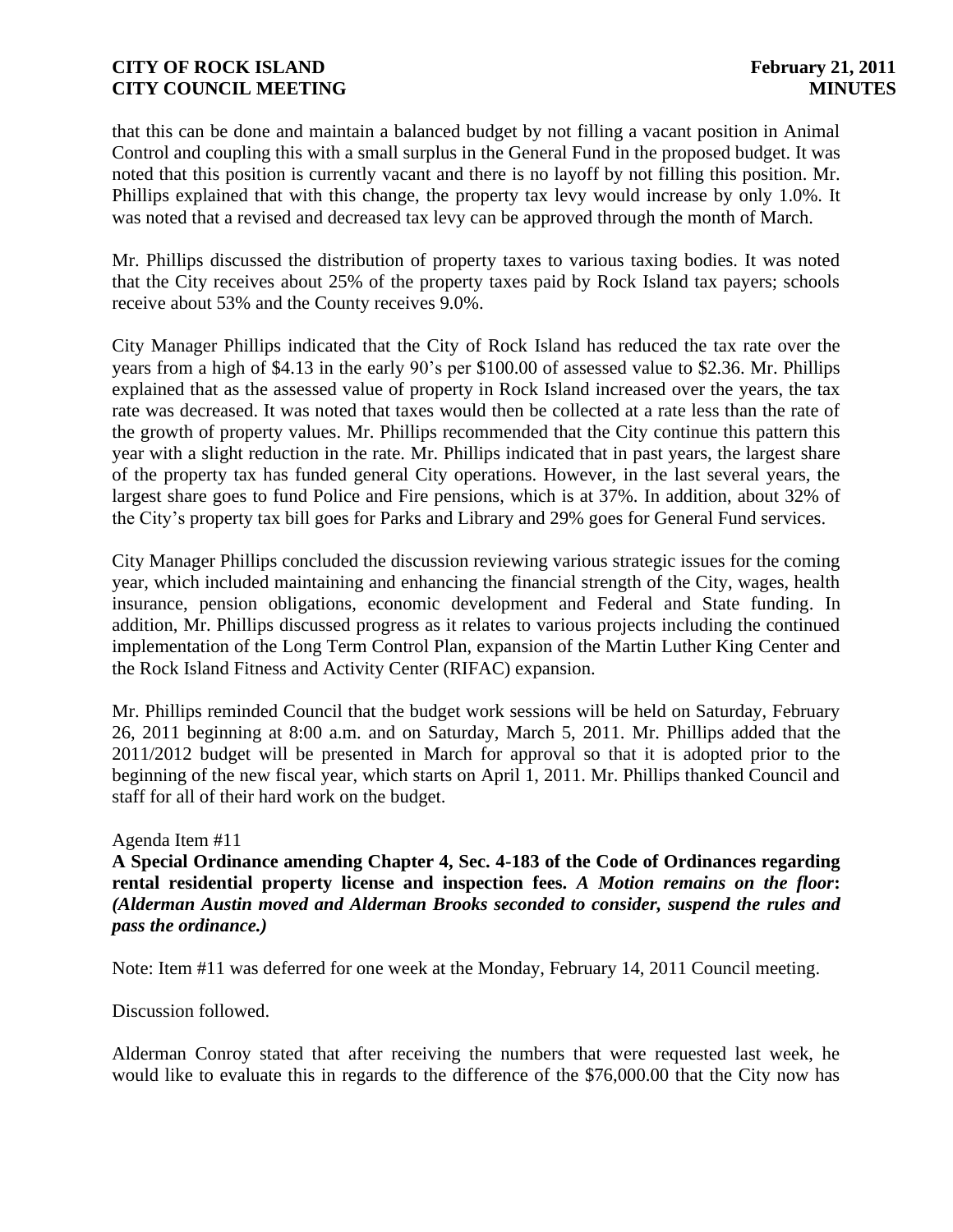that this can be done and maintain a balanced budget by not filling a vacant position in Animal Control and coupling this with a small surplus in the General Fund in the proposed budget. It was noted that this position is currently vacant and there is no layoff by not filling this position. Mr. Phillips explained that with this change, the property tax levy would increase by only 1.0%. It was noted that a revised and decreased tax levy can be approved through the month of March.

Mr. Phillips discussed the distribution of property taxes to various taxing bodies. It was noted that the City receives about 25% of the property taxes paid by Rock Island tax payers; schools receive about 53% and the County receives 9.0%.

City Manager Phillips indicated that the City of Rock Island has reduced the tax rate over the years from a high of $4.13 in the early 90's per $100.00 of assessed value to $2.36. Mr. Phillips explained that as the assessed value of property in Rock Island increased over the years, the tax rate was decreased. It was noted that taxes would then be collected at a rate less than the rate of the growth of property values. Mr. Phillips recommended that the City continue this pattern this year with a slight reduction in the rate. Mr. Phillips indicated that in past years, the largest share of the property tax has funded general City operations. However, in the last several years, the largest share goes to fund Police and Fire pensions, which is at 37%. In addition, about 32% of the City's property tax bill goes for Parks and Library and 29% goes for General Fund services.

City Manager Phillips concluded the discussion reviewing various strategic issues for the coming year, which included maintaining and enhancing the financial strength of the City, wages, health insurance, pension obligations, economic development and Federal and State funding. In addition, Mr. Phillips discussed progress as it relates to various projects including the continued implementation of the Long Term Control Plan, expansion of the Martin Luther King Center and the Rock Island Fitness and Activity Center (RIFAC) expansion.

Mr. Phillips reminded Council that the budget work sessions will be held on Saturday, February 26, 2011 beginning at 8:00 a.m. and on Saturday, March 5, 2011. Mr. Phillips added that the 2011/2012 budget will be presented in March for approval so that it is adopted prior to the beginning of the new fiscal year, which starts on April 1, 2011. Mr. Phillips thanked Council and staff for all of their hard work on the budget.

Agenda Item #11

**A Special Ordinance amending Chapter 4, Sec. 4-183 of the Code of Ordinances regarding rental residential property license and inspection fees.** ***A Motion remains on the floor*****:** ***(Alderman Austin moved and Alderman Brooks seconded to consider, suspend the rules and pass the ordinance.)***

Note: Item #11 was deferred for one week at the Monday, February 14, 2011 Council meeting.

Discussion followed.

Alderman Conroy stated that after receiving the numbers that were requested last week, he would like to evaluate this in regards to the difference of the $76,000.00 that the City now has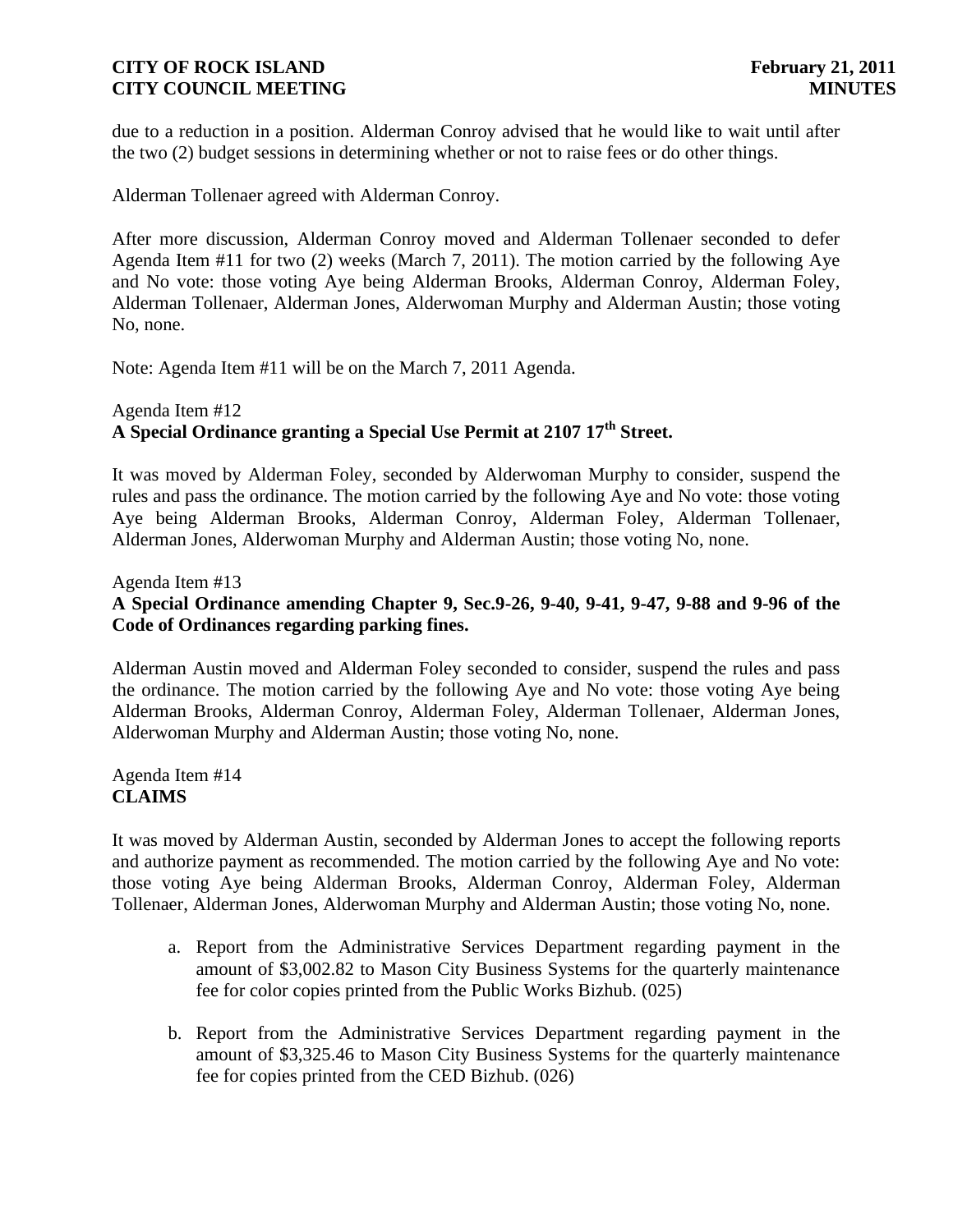due to a reduction in a position. Alderman Conroy advised that he would like to wait until after the two (2) budget sessions in determining whether or not to raise fees or do other things.

Alderman Tollenaer agreed with Alderman Conroy.

After more discussion, Alderman Conroy moved and Alderman Tollenaer seconded to defer Agenda Item #11 for two (2) weeks (March 7, 2011). The motion carried by the following Aye and No vote: those voting Aye being Alderman Brooks, Alderman Conroy, Alderman Foley, Alderman Tollenaer, Alderman Jones, Alderwoman Murphy and Alderman Austin; those voting No, none.

Note: Agenda Item #11 will be on the March 7, 2011 Agenda.

Agenda Item #12
**A Special Ordinance granting a Special Use Permit at 2107 17th Street.**

It was moved by Alderman Foley, seconded by Alderwoman Murphy to consider, suspend the rules and pass the ordinance. The motion carried by the following Aye and No vote: those voting Aye being Alderman Brooks, Alderman Conroy, Alderman Foley, Alderman Tollenaer, Alderman Jones, Alderwoman Murphy and Alderman Austin; those voting No, none.

Agenda Item #13
**A Special Ordinance amending Chapter 9, Sec.9-26, 9-40, 9-41, 9-47, 9-88 and 9-96 of the Code of Ordinances regarding parking fines.**

Alderman Austin moved and Alderman Foley seconded to consider, suspend the rules and pass the ordinance. The motion carried by the following Aye and No vote: those voting Aye being Alderman Brooks, Alderman Conroy, Alderman Foley, Alderman Tollenaer, Alderman Jones, Alderwoman Murphy and Alderman Austin; those voting No, none.

Agenda Item #14
**CLAIMS**

It was moved by Alderman Austin, seconded by Alderman Jones to accept the following reports and authorize payment as recommended. The motion carried by the following Aye and No vote: those voting Aye being Alderman Brooks, Alderman Conroy, Alderman Foley, Alderman Tollenaer, Alderman Jones, Alderwoman Murphy and Alderman Austin; those voting No, none.

a. Report from the Administrative Services Department regarding payment in the amount of $3,002.82 to Mason City Business Systems for the quarterly maintenance fee for color copies printed from the Public Works Bizhub. (025)

b. Report from the Administrative Services Department regarding payment in the amount of $3,325.46 to Mason City Business Systems for the quarterly maintenance fee for copies printed from the CED Bizhub. (026)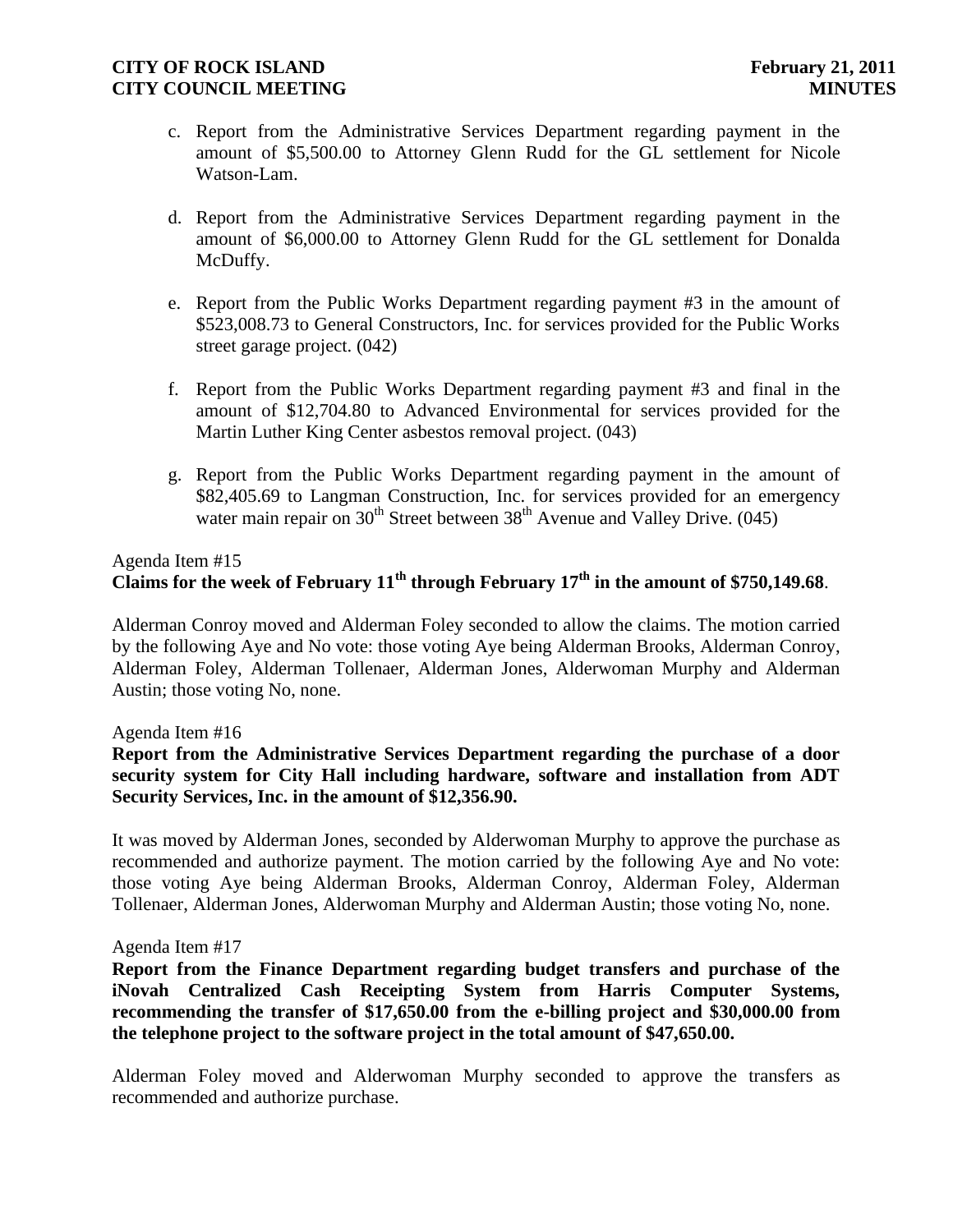c. Report from the Administrative Services Department regarding payment in the amount of $5,500.00 to Attorney Glenn Rudd for the GL settlement for Nicole Watson-Lam.

d. Report from the Administrative Services Department regarding payment in the amount of $6,000.00 to Attorney Glenn Rudd for the GL settlement for Donalda McDuffy.

e. Report from the Public Works Department regarding payment #3 in the amount of $523,008.73 to General Constructors, Inc. for services provided for the Public Works street garage project. (042)

f. Report from the Public Works Department regarding payment #3 and final in the amount of $12,704.80 to Advanced Environmental for services provided for the Martin Luther King Center asbestos removal project. (043)

g. Report from the Public Works Department regarding payment in the amount of $82,405.69 to Langman Construction, Inc. for services provided for an emergency water main repair on 30th Street between 38th Avenue and Valley Drive. (045)

Agenda Item #15
**Claims for the week of February 11th through February 17th in the amount of $750,149.68**.

Alderman Conroy moved and Alderman Foley seconded to allow the claims. The motion carried by the following Aye and No vote: those voting Aye being Alderman Brooks, Alderman Conroy, Alderman Foley, Alderman Tollenaer, Alderman Jones, Alderwoman Murphy and Alderman Austin; those voting No, none.

Agenda Item #16
**Report from the Administrative Services Department regarding the purchase of a door security system for City Hall including hardware, software and installation from ADT Security Services, Inc. in the amount of $12,356.90.**

It was moved by Alderman Jones, seconded by Alderwoman Murphy to approve the purchase as recommended and authorize payment. The motion carried by the following Aye and No vote: those voting Aye being Alderman Brooks, Alderman Conroy, Alderman Foley, Alderman Tollenaer, Alderman Jones, Alderwoman Murphy and Alderman Austin; those voting No, none.

Agenda Item #17
**Report from the Finance Department regarding budget transfers and purchase of the iNovah Centralized Cash Receipting System from Harris Computer Systems, recommending the transfer of $17,650.00 from the e-billing project and $30,000.00 from the telephone project to the software project in the total amount of $47,650.00.**

Alderman Foley moved and Alderwoman Murphy seconded to approve the transfers as recommended and authorize purchase.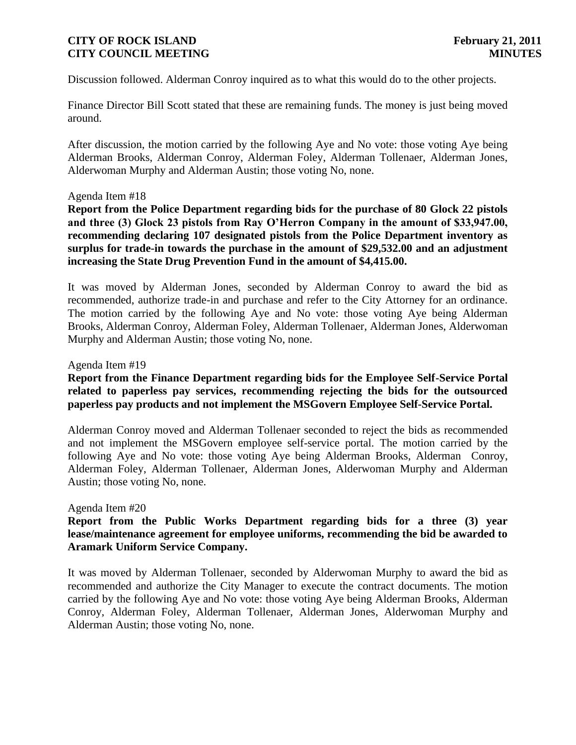Discussion followed. Alderman Conroy inquired as to what this would do to the other projects.

Finance Director Bill Scott stated that these are remaining funds. The money is just being moved around.

After discussion, the motion carried by the following Aye and No vote: those voting Aye being Alderman Brooks, Alderman Conroy, Alderman Foley, Alderman Tollenaer, Alderman Jones, Alderwoman Murphy and Alderman Austin; those voting No, none.

Agenda Item #18

**Report from the Police Department regarding bids for the purchase of 80 Glock 22 pistols and three (3) Glock 23 pistols from Ray O'Herron Company in the amount of $33,947.00, recommending declaring 107 designated pistols from the Police Department inventory as surplus for trade-in towards the purchase in the amount of $29,532.00 and an adjustment increasing the State Drug Prevention Fund in the amount of $4,415.00.**

It was moved by Alderman Jones, seconded by Alderman Conroy to award the bid as recommended, authorize trade-in and purchase and refer to the City Attorney for an ordinance. The motion carried by the following Aye and No vote: those voting Aye being Alderman Brooks, Alderman Conroy, Alderman Foley, Alderman Tollenaer, Alderman Jones, Alderwoman Murphy and Alderman Austin; those voting No, none.

Agenda Item #19

**Report from the Finance Department regarding bids for the Employee Self-Service Portal related to paperless pay services, recommending rejecting the bids for the outsourced paperless pay products and not implement the MSGovern Employee Self-Service Portal.**

Alderman Conroy moved and Alderman Tollenaer seconded to reject the bids as recommended and not implement the MSGovern employee self-service portal. The motion carried by the following Aye and No vote: those voting Aye being Alderman Brooks, Alderman Conroy, Alderman Foley, Alderman Tollenaer, Alderman Jones, Alderwoman Murphy and Alderman Austin; those voting No, none.

Agenda Item #20

**Report from the Public Works Department regarding bids for a three (3) year lease/maintenance agreement for employee uniforms, recommending the bid be awarded to Aramark Uniform Service Company.**

It was moved by Alderman Tollenaer, seconded by Alderwoman Murphy to award the bid as recommended and authorize the City Manager to execute the contract documents. The motion carried by the following Aye and No vote: those voting Aye being Alderman Brooks, Alderman Conroy, Alderman Foley, Alderman Tollenaer, Alderman Jones, Alderwoman Murphy and Alderman Austin; those voting No, none.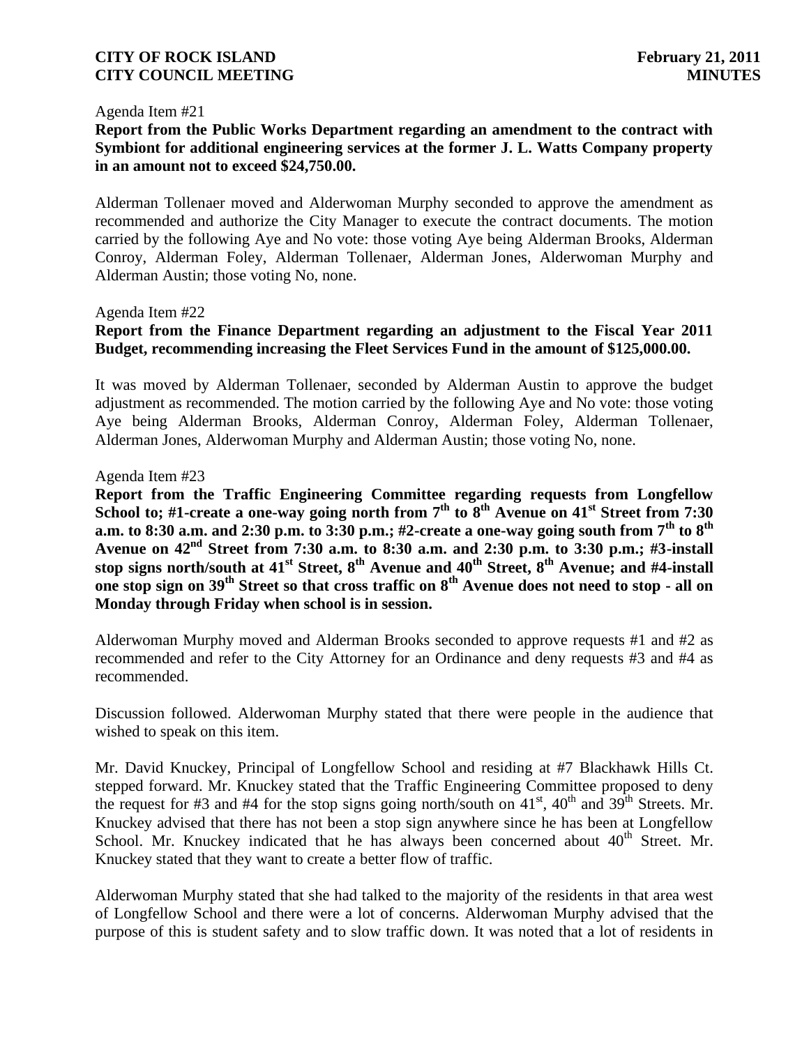Agenda Item #21

**Report from the Public Works Department regarding an amendment to the contract with Symbiont for additional engineering services at the former J. L. Watts Company property in an amount not to exceed $24,750.00.**

Alderman Tollenaer moved and Alderwoman Murphy seconded to approve the amendment as recommended and authorize the City Manager to execute the contract documents. The motion carried by the following Aye and No vote: those voting Aye being Alderman Brooks, Alderman Conroy, Alderman Foley, Alderman Tollenaer, Alderman Jones, Alderwoman Murphy and Alderman Austin; those voting No, none.

Agenda Item #22

**Report from the Finance Department regarding an adjustment to the Fiscal Year 2011 Budget, recommending increasing the Fleet Services Fund in the amount of $125,000.00.**

It was moved by Alderman Tollenaer, seconded by Alderman Austin to approve the budget adjustment as recommended. The motion carried by the following Aye and No vote: those voting Aye being Alderman Brooks, Alderman Conroy, Alderman Foley, Alderman Tollenaer, Alderman Jones, Alderwoman Murphy and Alderman Austin; those voting No, none.

Agenda Item #23

**Report from the Traffic Engineering Committee regarding requests from Longfellow School to; #1-create a one-way going north from 7th to 8th Avenue on 41st Street from 7:30 a.m. to 8:30 a.m. and 2:30 p.m. to 3:30 p.m.; #2-create a one-way going south from 7th to 8th Avenue on 42nd Street from 7:30 a.m. to 8:30 a.m. and 2:30 p.m. to 3:30 p.m.; #3-install stop signs north/south at 41st Street, 8th Avenue and 40th Street, 8th Avenue; and #4-install one stop sign on 39th Street so that cross traffic on 8th Avenue does not need to stop - all on Monday through Friday when school is in session.**

Alderwoman Murphy moved and Alderman Brooks seconded to approve requests #1 and #2 as recommended and refer to the City Attorney for an Ordinance and deny requests #3 and #4 as recommended.

Discussion followed. Alderwoman Murphy stated that there were people in the audience that wished to speak on this item.

Mr. David Knuckey, Principal of Longfellow School and residing at #7 Blackhawk Hills Ct. stepped forward. Mr. Knuckey stated that the Traffic Engineering Committee proposed to deny the request for #3 and #4 for the stop signs going north/south on 41st, 40th and 39th Streets. Mr. Knuckey advised that there has not been a stop sign anywhere since he has been at Longfellow School. Mr. Knuckey indicated that he has always been concerned about 40th Street. Mr. Knuckey stated that they want to create a better flow of traffic.

Alderwoman Murphy stated that she had talked to the majority of the residents in that area west of Longfellow School and there were a lot of concerns. Alderwoman Murphy advised that the purpose of this is student safety and to slow traffic down. It was noted that a lot of residents in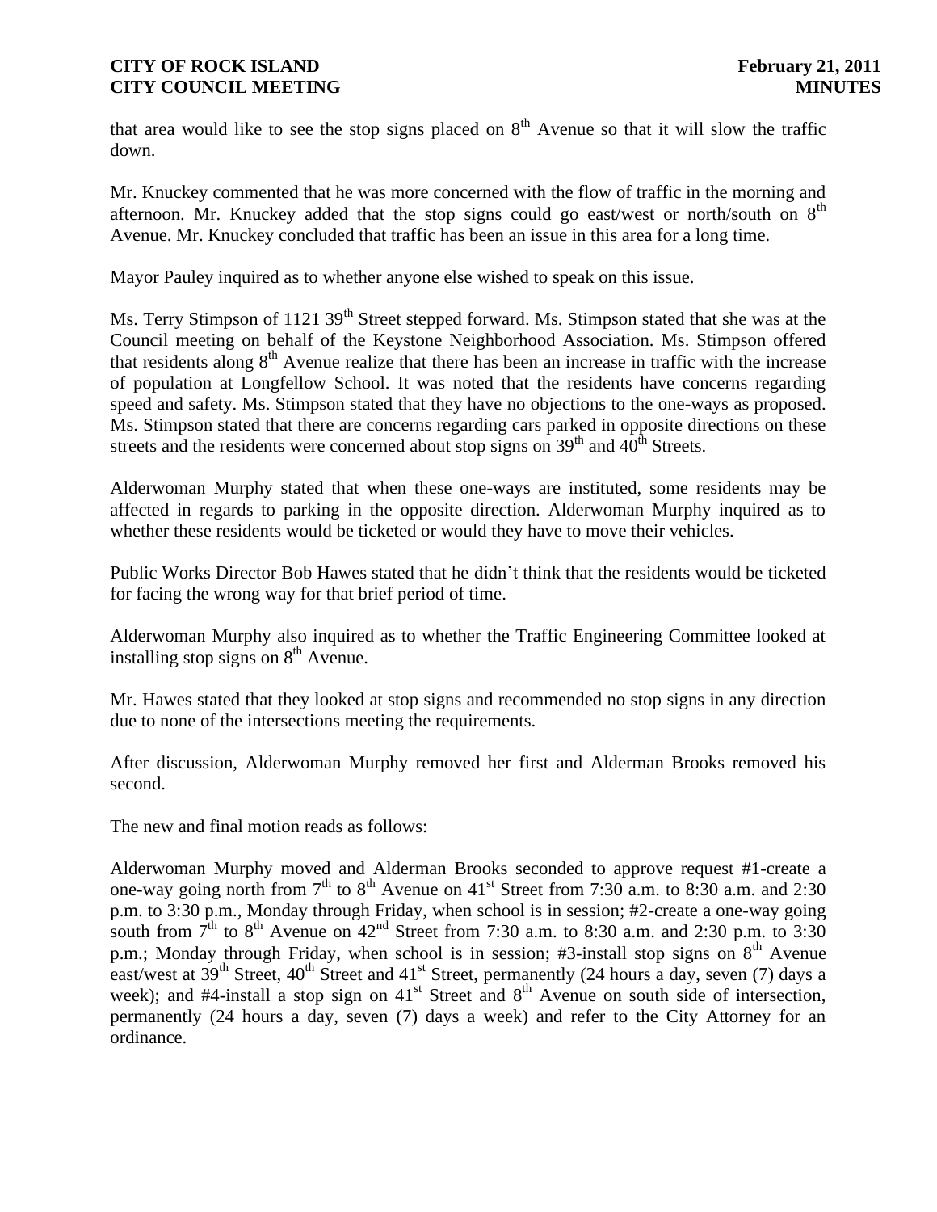that area would like to see the stop signs placed on 8th Avenue so that it will slow the traffic down.

Mr. Knuckey commented that he was more concerned with the flow of traffic in the morning and afternoon. Mr. Knuckey added that the stop signs could go east/west or north/south on 8th Avenue. Mr. Knuckey concluded that traffic has been an issue in this area for a long time.

Mayor Pauley inquired as to whether anyone else wished to speak on this issue.

Ms. Terry Stimpson of 1121 39th Street stepped forward. Ms. Stimpson stated that she was at the Council meeting on behalf of the Keystone Neighborhood Association. Ms. Stimpson offered that residents along 8th Avenue realize that there has been an increase in traffic with the increase of population at Longfellow School. It was noted that the residents have concerns regarding speed and safety. Ms. Stimpson stated that they have no objections to the one-ways as proposed. Ms. Stimpson stated that there are concerns regarding cars parked in opposite directions on these streets and the residents were concerned about stop signs on 39th and 40th Streets.

Alderwoman Murphy stated that when these one-ways are instituted, some residents may be affected in regards to parking in the opposite direction. Alderwoman Murphy inquired as to whether these residents would be ticketed or would they have to move their vehicles.

Public Works Director Bob Hawes stated that he didn't think that the residents would be ticketed for facing the wrong way for that brief period of time.

Alderwoman Murphy also inquired as to whether the Traffic Engineering Committee looked at installing stop signs on 8th Avenue.

Mr. Hawes stated that they looked at stop signs and recommended no stop signs in any direction due to none of the intersections meeting the requirements.

After discussion, Alderwoman Murphy removed her first and Alderman Brooks removed his second.

The new and final motion reads as follows:

Alderwoman Murphy moved and Alderman Brooks seconded to approve request #1-create a one-way going north from 7th to 8th Avenue on 41st Street from 7:30 a.m. to 8:30 a.m. and 2:30 p.m. to 3:30 p.m., Monday through Friday, when school is in session; #2-create a one-way going south from 7th to 8th Avenue on 42nd Street from 7:30 a.m. to 8:30 a.m. and 2:30 p.m. to 3:30 p.m.; Monday through Friday, when school is in session; #3-install stop signs on 8th Avenue east/west at 39th Street, 40th Street and 41st Street, permanently (24 hours a day, seven (7) days a week); and #4-install a stop sign on 41st Street and 8th Avenue on south side of intersection, permanently (24 hours a day, seven (7) days a week) and refer to the City Attorney for an ordinance.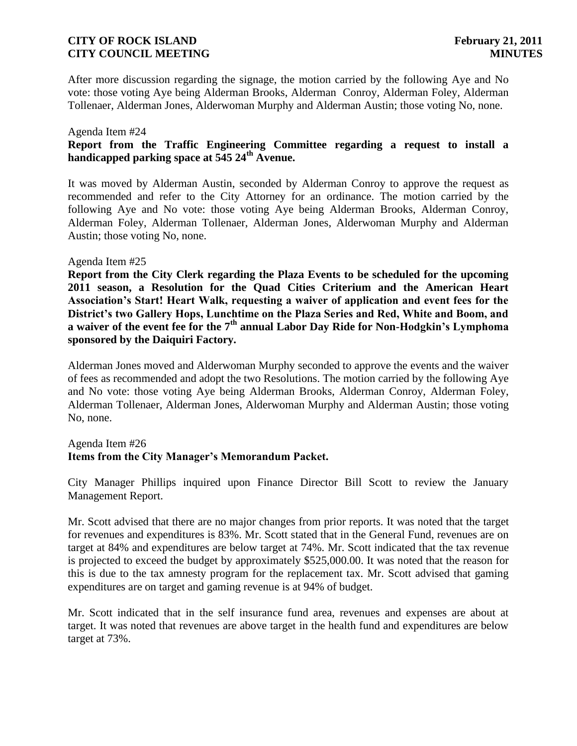After more discussion regarding the signage, the motion carried by the following Aye and No vote: those voting Aye being Alderman Brooks, Alderman Conroy, Alderman Foley, Alderman Tollenaer, Alderman Jones, Alderwoman Murphy and Alderman Austin; those voting No, none.

Agenda Item #24

**Report from the Traffic Engineering Committee regarding a request to install a handicapped parking space at 545 24th Avenue.**

It was moved by Alderman Austin, seconded by Alderman Conroy to approve the request as recommended and refer to the City Attorney for an ordinance. The motion carried by the following Aye and No vote: those voting Aye being Alderman Brooks, Alderman Conroy, Alderman Foley, Alderman Tollenaer, Alderman Jones, Alderwoman Murphy and Alderman Austin; those voting No, none.

Agenda Item #25

**Report from the City Clerk regarding the Plaza Events to be scheduled for the upcoming 2011 season, a Resolution for the Quad Cities Criterium and the American Heart Association's Start! Heart Walk, requesting a waiver of application and event fees for the District's two Gallery Hops, Lunchtime on the Plaza Series and Red, White and Boom, and a waiver of the event fee for the 7th annual Labor Day Ride for Non-Hodgkin's Lymphoma sponsored by the Daiquiri Factory.**

Alderman Jones moved and Alderwoman Murphy seconded to approve the events and the waiver of fees as recommended and adopt the two Resolutions. The motion carried by the following Aye and No vote: those voting Aye being Alderman Brooks, Alderman Conroy, Alderman Foley, Alderman Tollenaer, Alderman Jones, Alderwoman Murphy and Alderman Austin; those voting No, none.

Agenda Item #26

**Items from the City Manager's Memorandum Packet.**

City Manager Phillips inquired upon Finance Director Bill Scott to review the January Management Report.

Mr. Scott advised that there are no major changes from prior reports. It was noted that the target for revenues and expenditures is 83%. Mr. Scott stated that in the General Fund, revenues are on target at 84% and expenditures are below target at 74%. Mr. Scott indicated that the tax revenue is projected to exceed the budget by approximately $525,000.00. It was noted that the reason for this is due to the tax amnesty program for the replacement tax. Mr. Scott advised that gaming expenditures are on target and gaming revenue is at 94% of budget.

Mr. Scott indicated that in the self insurance fund area, revenues and expenses are about at target. It was noted that revenues are above target in the health fund and expenditures are below target at 73%.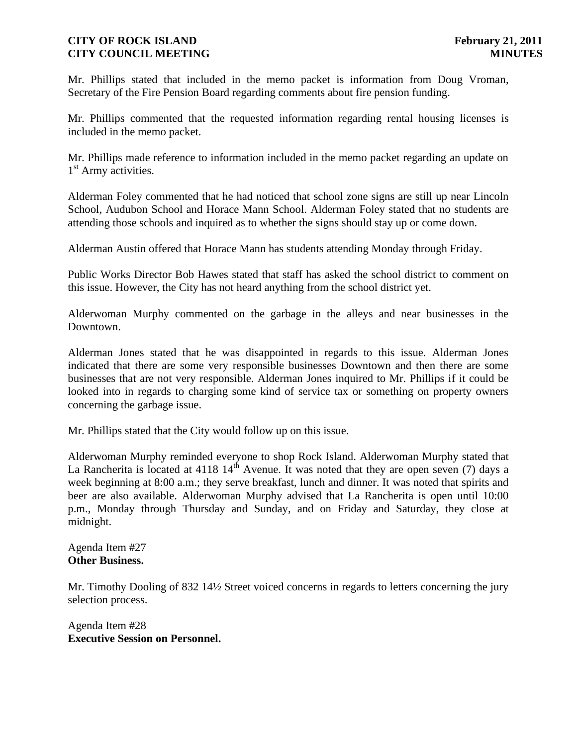Mr. Phillips stated that included in the memo packet is information from Doug Vroman, Secretary of the Fire Pension Board regarding comments about fire pension funding.

Mr. Phillips commented that the requested information regarding rental housing licenses is included in the memo packet.

Mr. Phillips made reference to information included in the memo packet regarding an update on 1st Army activities.

Alderman Foley commented that he had noticed that school zone signs are still up near Lincoln School, Audubon School and Horace Mann School. Alderman Foley stated that no students are attending those schools and inquired as to whether the signs should stay up or come down.

Alderman Austin offered that Horace Mann has students attending Monday through Friday.

Public Works Director Bob Hawes stated that staff has asked the school district to comment on this issue. However, the City has not heard anything from the school district yet.

Alderwoman Murphy commented on the garbage in the alleys and near businesses in the Downtown.

Alderman Jones stated that he was disappointed in regards to this issue. Alderman Jones indicated that there are some very responsible businesses Downtown and then there are some businesses that are not very responsible. Alderman Jones inquired to Mr. Phillips if it could be looked into in regards to charging some kind of service tax or something on property owners concerning the garbage issue.

Mr. Phillips stated that the City would follow up on this issue.

Alderwoman Murphy reminded everyone to shop Rock Island. Alderwoman Murphy stated that La Rancherita is located at 4118 14th Avenue. It was noted that they are open seven (7) days a week beginning at 8:00 a.m.; they serve breakfast, lunch and dinner. It was noted that spirits and beer are also available. Alderwoman Murphy advised that La Rancherita is open until 10:00 p.m., Monday through Thursday and Sunday, and on Friday and Saturday, they close at midnight.

Agenda Item #27
**Other Business.**

Mr. Timothy Dooling of 832 14½ Street voiced concerns in regards to letters concerning the jury selection process.

Agenda Item #28
**Executive Session on Personnel.**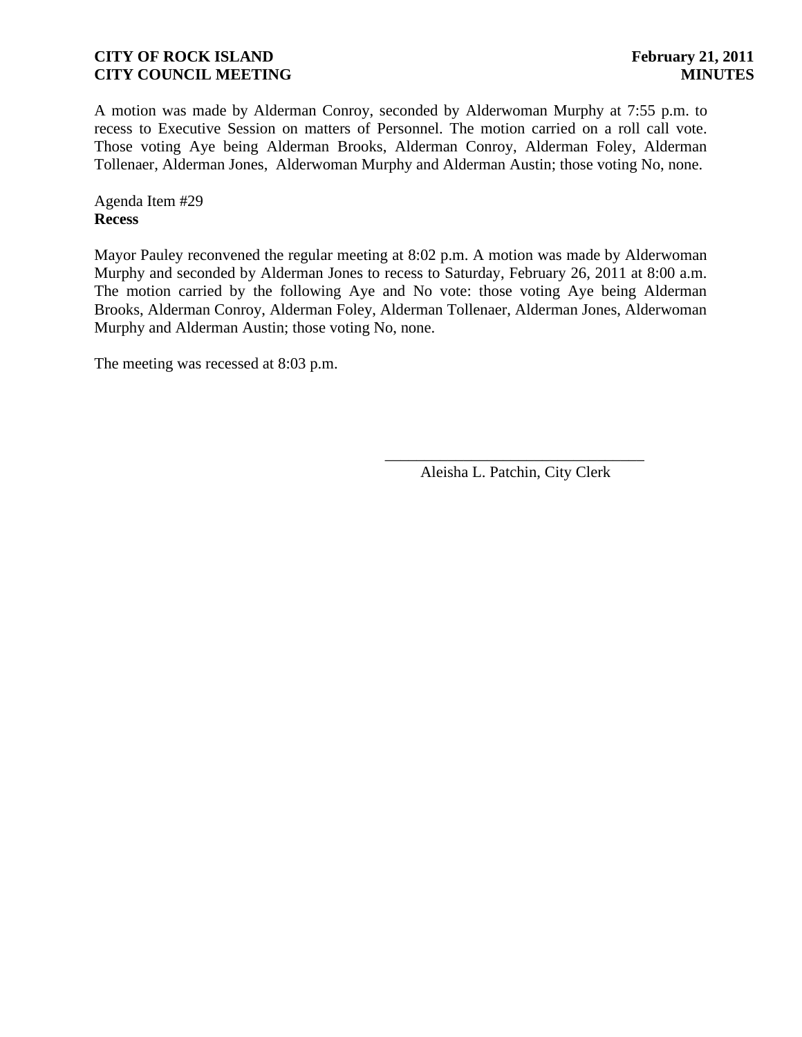A motion was made by Alderman Conroy, seconded by Alderwoman Murphy at 7:55 p.m. to recess to Executive Session on matters of Personnel. The motion carried on a roll call vote. Those voting Aye being Alderman Brooks, Alderman Conroy, Alderman Foley, Alderman Tollenaer, Alderman Jones, Alderwoman Murphy and Alderman Austin; those voting No, none.

Agenda Item #29
**Recess**

Mayor Pauley reconvened the regular meeting at 8:02 p.m. A motion was made by Alderwoman Murphy and seconded by Alderman Jones to recess to Saturday, February 26, 2011 at 8:00 a.m. The motion carried by the following Aye and No vote: those voting Aye being Alderman Brooks, Alderman Conroy, Alderman Foley, Alderman Tollenaer, Alderman Jones, Alderwoman Murphy and Alderman Austin; those voting No, none.

The meeting was recessed at 8:03 p.m.

\_\_\_\_\_\_\_\_\_\_\_\_\_\_\_\_\_\_\_\_\_\_\_\_\_\_\_\_\_\_\_\_\_\_

Aleisha L. Patchin, City Clerk